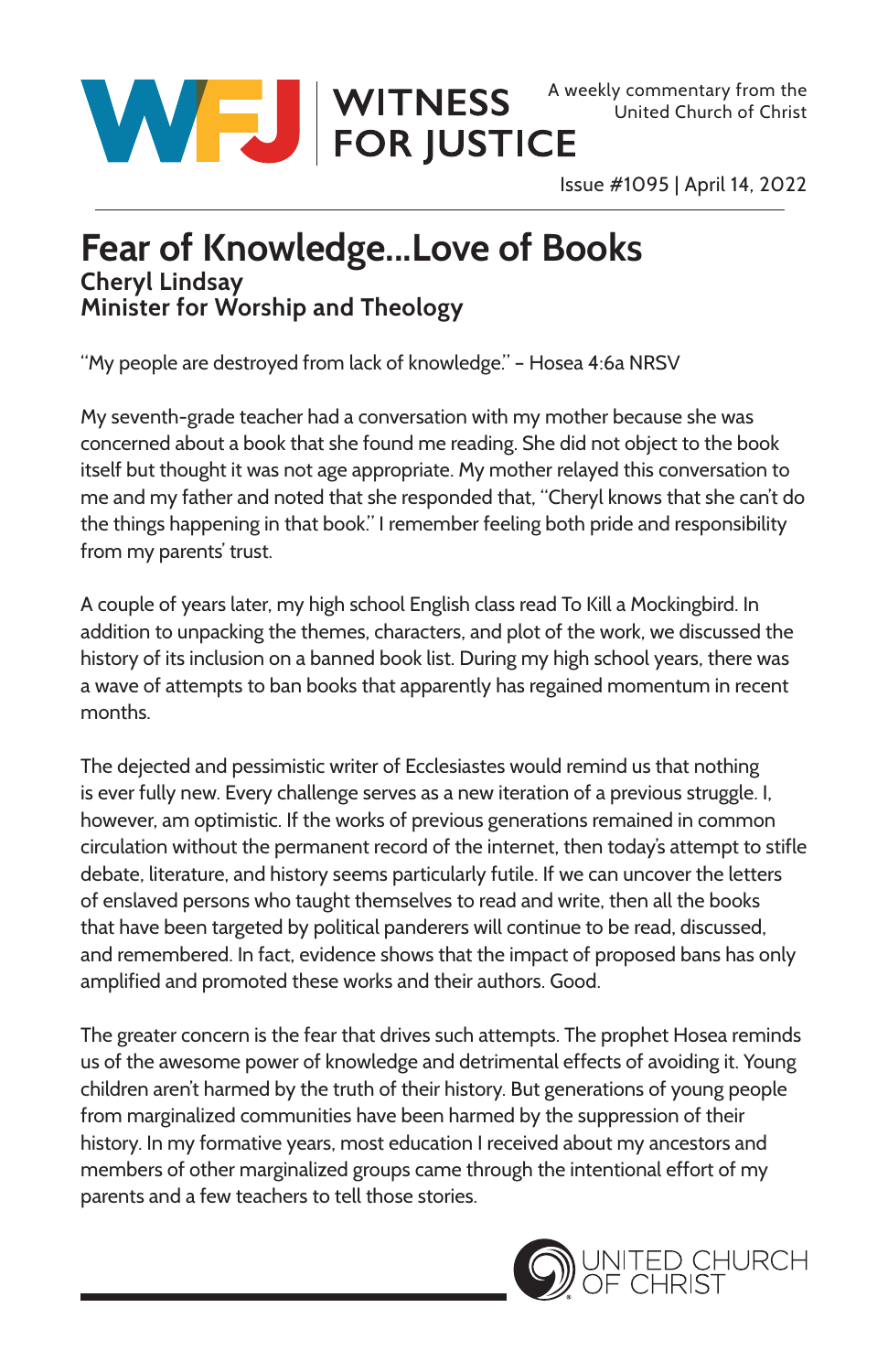WFJ | WITNESS FOR JUSTICE

A weekly commentary from the United Church of Christ

Issue #1095 | April 14, 2022

# Fear of Knowledge...Love of Books

**Cheryl Lindsay**
**Minister for Worship and Theology**

"My people are destroyed from lack of knowledge." – Hosea 4:6a NRSV

My seventh-grade teacher had a conversation with my mother because she was concerned about a book that she found me reading. She did not object to the book itself but thought it was not age appropriate. My mother relayed this conversation to me and my father and noted that she responded that, "Cheryl knows that she can't do the things happening in that book." I remember feeling both pride and responsibility from my parents' trust.

A couple of years later, my high school English class read To Kill a Mockingbird. In addition to unpacking the themes, characters, and plot of the work, we discussed the history of its inclusion on a banned book list. During my high school years, there was a wave of attempts to ban books that apparently has regained momentum in recent months.

The dejected and pessimistic writer of Ecclesiastes would remind us that nothing is ever fully new. Every challenge serves as a new iteration of a previous struggle. I, however, am optimistic. If the works of previous generations remained in common circulation without the permanent record of the internet, then today's attempt to stifle debate, literature, and history seems particularly futile. If we can uncover the letters of enslaved persons who taught themselves to read and write, then all the books that have been targeted by political panderers will continue to be read, discussed, and remembered. In fact, evidence shows that the impact of proposed bans has only amplified and promoted these works and their authors. Good.

The greater concern is the fear that drives such attempts. The prophet Hosea reminds us of the awesome power of knowledge and detrimental effects of avoiding it. Young children aren't harmed by the truth of their history. But generations of young people from marginalized communities have been harmed by the suppression of their history. In my formative years, most education I received about my ancestors and members of other marginalized groups came through the intentional effort of my parents and a few teachers to tell those stories.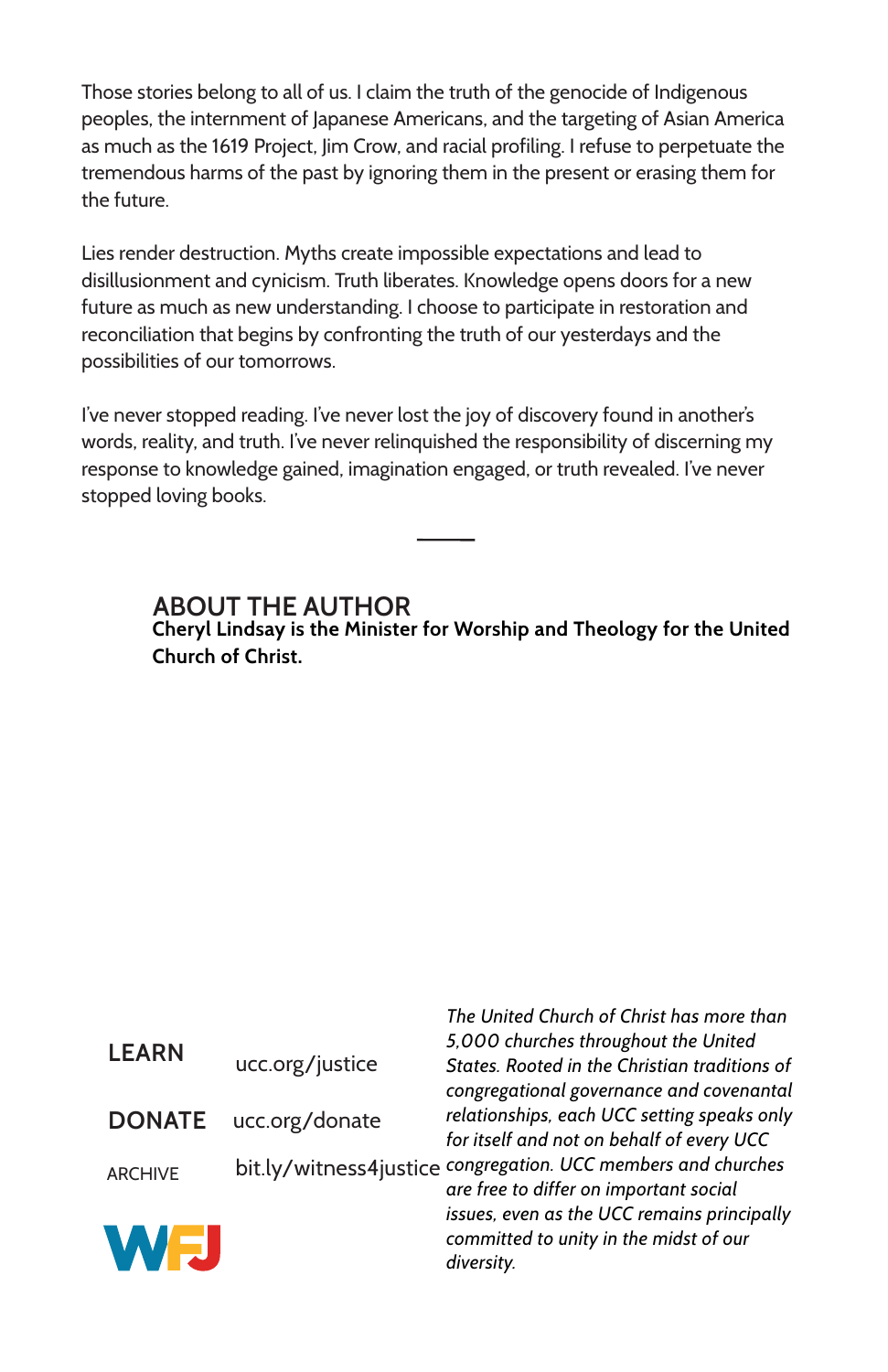Those stories belong to all of us. I claim the truth of the genocide of Indigenous peoples, the internment of Japanese Americans, and the targeting of Asian America as much as the 1619 Project, Jim Crow, and racial profiling. I refuse to perpetuate the tremendous harms of the past by ignoring them in the present or erasing them for the future.

Lies render destruction. Myths create impossible expectations and lead to disillusionment and cynicism. Truth liberates. Knowledge opens doors for a new future as much as new understanding. I choose to participate in restoration and reconciliation that begins by confronting the truth of our yesterdays and the possibilities of our tomorrows.

I've never stopped reading. I've never lost the joy of discovery found in another's words, reality, and truth. I've never relinquished the responsibility of discerning my response to knowledge gained, imagination engaged, or truth revealed. I've never stopped loving books.

---

## ABOUT THE AUTHOR

**Cheryl Lindsay is the Minister for Worship and Theology for the United Church of Christ.**

**LEARN** ucc.org/justice

**DONATE** ucc.org/donate

ARCHIVE bit.ly/witness4justice

WFJ

*The United Church of Christ has more than 5,000 churches throughout the United States. Rooted in the Christian traditions of congregational governance and covenantal relationships, each UCC setting speaks only for itself and not on behalf of every UCC congregation. UCC members and churches are free to differ on important social issues, even as the UCC remains principally committed to unity in the midst of our diversity.*